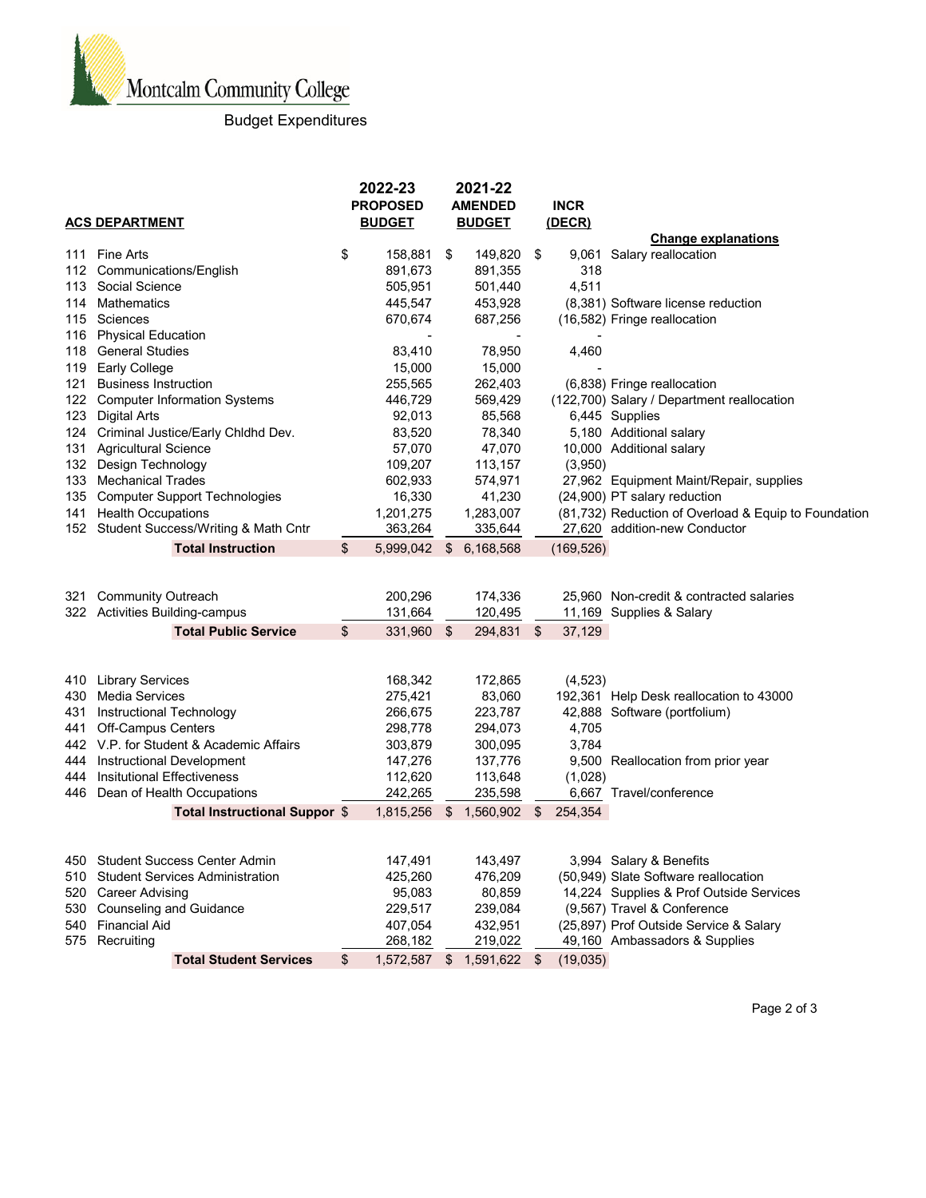Montcalm Community College

Budget Expenditures

| ACS DEPARTMENT | | 2022-23 PROPOSED BUDGET | 2021-22 AMENDED BUDGET | INCR (DECR) | Change explanations |
|---|---|---|---|---|---|
| 111 | Fine Arts | $ 158,881 | $ 149,820 | $ 9,061 | Salary reallocation |
| 112 | Communications/English | 891,673 | 891,355 | 318 | |
| 113 | Social Science | 505,951 | 501,440 | 4,511 | |
| 114 | Mathematics | 445,547 | 453,928 | (8,381) | Software license reduction |
| 115 | Sciences | 670,674 | 687,256 | (16,582) | Fringe reallocation |
| 116 | Physical Education | - | - | - | |
| 118 | General Studies | 83,410 | 78,950 | 4,460 | |
| 119 | Early College | 15,000 | 15,000 | - | |
| 121 | Business Instruction | 255,565 | 262,403 | (6,838) | Fringe reallocation |
| 122 | Computer Information Systems | 446,729 | 569,429 | (122,700) | Salary / Department reallocation |
| 123 | Digital Arts | 92,013 | 85,568 | 6,445 | Supplies |
| 124 | Criminal Justice/Early Chldhd Dev. | 83,520 | 78,340 | 5,180 | Additional salary |
| 131 | Agricultural Science | 57,070 | 47,070 | 10,000 | Additional salary |
| 132 | Design Technology | 109,207 | 113,157 | (3,950) | |
| 133 | Mechanical Trades | 602,933 | 574,971 | 27,962 | Equipment Maint/Repair, supplies |
| 135 | Computer Support Technologies | 16,330 | 41,230 | (24,900) | PT salary reduction |
| 141 | Health Occupations | 1,201,275 | 1,283,007 | (81,732) | Reduction of Overload & Equip to Foundation |
| 152 | Student Success/Writing & Math Cntr | 363,264 | 335,644 | 27,620 | addition-new Conductor |
| | **Total Instruction** | $ 5,999,042 | $ 6,168,568 | (169,526) | |
| | | | | | |
| 321 | Community Outreach | 200,296 | 174,336 | 25,960 | Non-credit & contracted salaries |
| 322 | Activities Building-campus | 131,664 | 120,495 | 11,169 | Supplies & Salary |
| | **Total Public Service** | $ 331,960 | $ 294,831 | $ 37,129 | |
| | | | | | |
| 410 | Library Services | 168,342 | 172,865 | (4,523) | |
| 430 | Media Services | 275,421 | 83,060 | 192,361 | Help Desk reallocation to 43000 |
| 431 | Instructional Technology | 266,675 | 223,787 | 42,888 | Software (portfolium) |
| 441 | Off-Campus Centers | 298,778 | 294,073 | 4,705 | |
| 442 | V.P. for Student & Academic Affairs | 303,879 | 300,095 | 3,784 | |
| 444 | Instructional Development | 147,276 | 137,776 | 9,500 | Reallocation from prior year |
| 444 | Insitutional Effectiveness | 112,620 | 113,648 | (1,028) | |
| 446 | Dean of Health Occupations | 242,265 | 235,598 | 6,667 | Travel/conference |
| | **Total Instructional Suppor** | $ 1,815,256 | $ 1,560,902 | $ 254,354 | |
| | | | | | |
| 450 | Student Success Center Admin | 147,491 | 143,497 | 3,994 | Salary & Benefits |
| 510 | Student Services Administration | 425,260 | 476,209 | (50,949) | Slate Software reallocation |
| 520 | Career Advising | 95,083 | 80,859 | 14,224 | Supplies & Prof Outside Services |
| 530 | Counseling and Guidance | 229,517 | 239,084 | (9,567) | Travel & Conference |
| 540 | Financial Aid | 407,054 | 432,951 | (25,897) | Prof Outside Service & Salary |
| 575 | Recruiting | 268,182 | 219,022 | 49,160 | Ambassadors & Supplies |
| | **Total Student Services** | $ 1,572,587 | $ 1,591,622 | $ (19,035) | |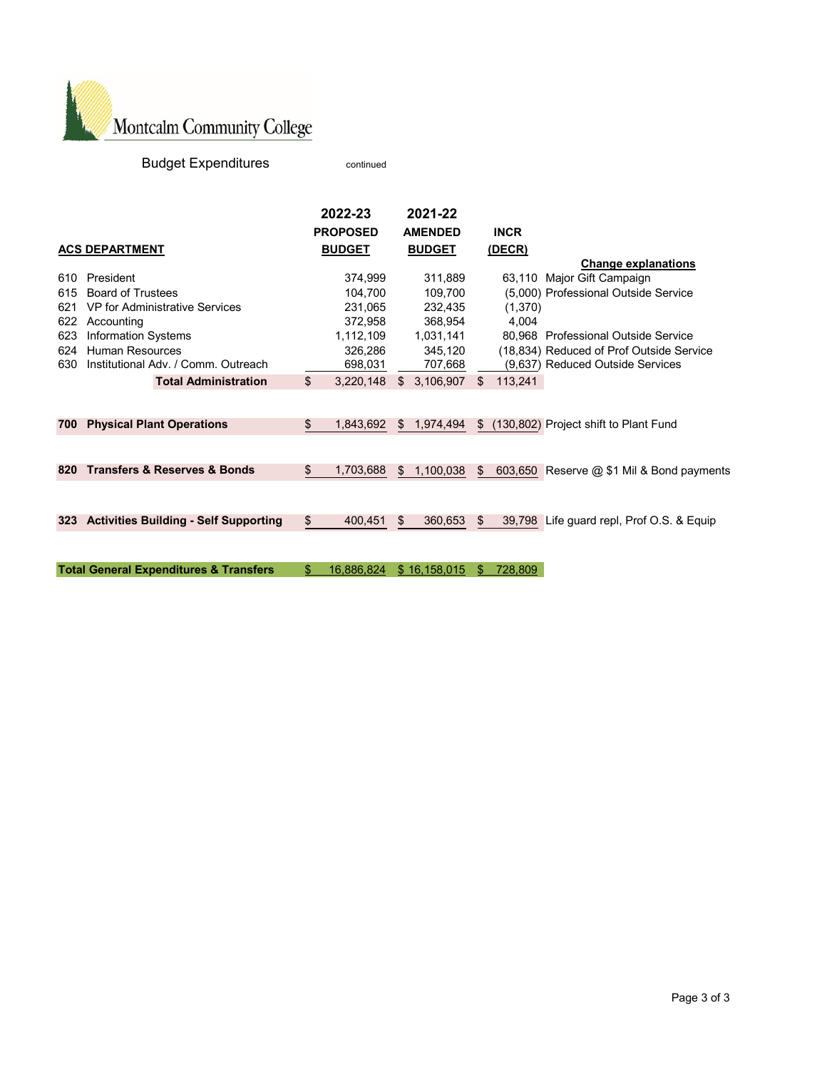Montcalm Community College

Budget Expenditures continued

| ACS DEPARTMENT | | 2022-23 PROPOSED BUDGET | 2021-22 AMENDED BUDGET | INCR (DECR) | Change explanations |
|---|---|---|---|---|---|
| 610 | President | 374,999 | 311,889 | 63,110 | Major Gift Campaign |
| 615 | Board of Trustees | 104,700 | 109,700 | (5,000) | Professional Outside Service |
| 621 | VP for Administrative Services | 231,065 | 232,435 | (1,370) | |
| 622 | Accounting | 372,958 | 368,954 | 4,004 | |
| 623 | Information Systems | 1,112,109 | 1,031,141 | 80,968 | Professional Outside Service |
| 624 | Human Resources | 326,286 | 345,120 | (18,834) | Reduced of Prof Outside Service |
| 630 | Institutional Adv. / Comm. Outreach | 698,031 | 707,668 | (9,637) | Reduced Outside Services |
| | **Total Administration** | $ 3,220,148 | $ 3,106,907 | $ 113,241 | |
| **700** | **Physical Plant Operations** | $ 1,843,692 | $ 1,974,494 | $ (130,802) | Project shift to Plant Fund |
| **820** | **Transfers & Reserves & Bonds** | $ 1,703,688 | $ 1,100,038 | $ 603,650 | Reserve @ $1 Mil & Bond payments |
| **323** | **Activities Building - Self Supporting** | $ 400,451 | $ 360,653 | $ 39,798 | Life guard repl, Prof O.S. & Equip |
| **Total General Expenditures & Transfers** | | $ 16,886,824 | $ 16,158,015 | $ 728,809 | |